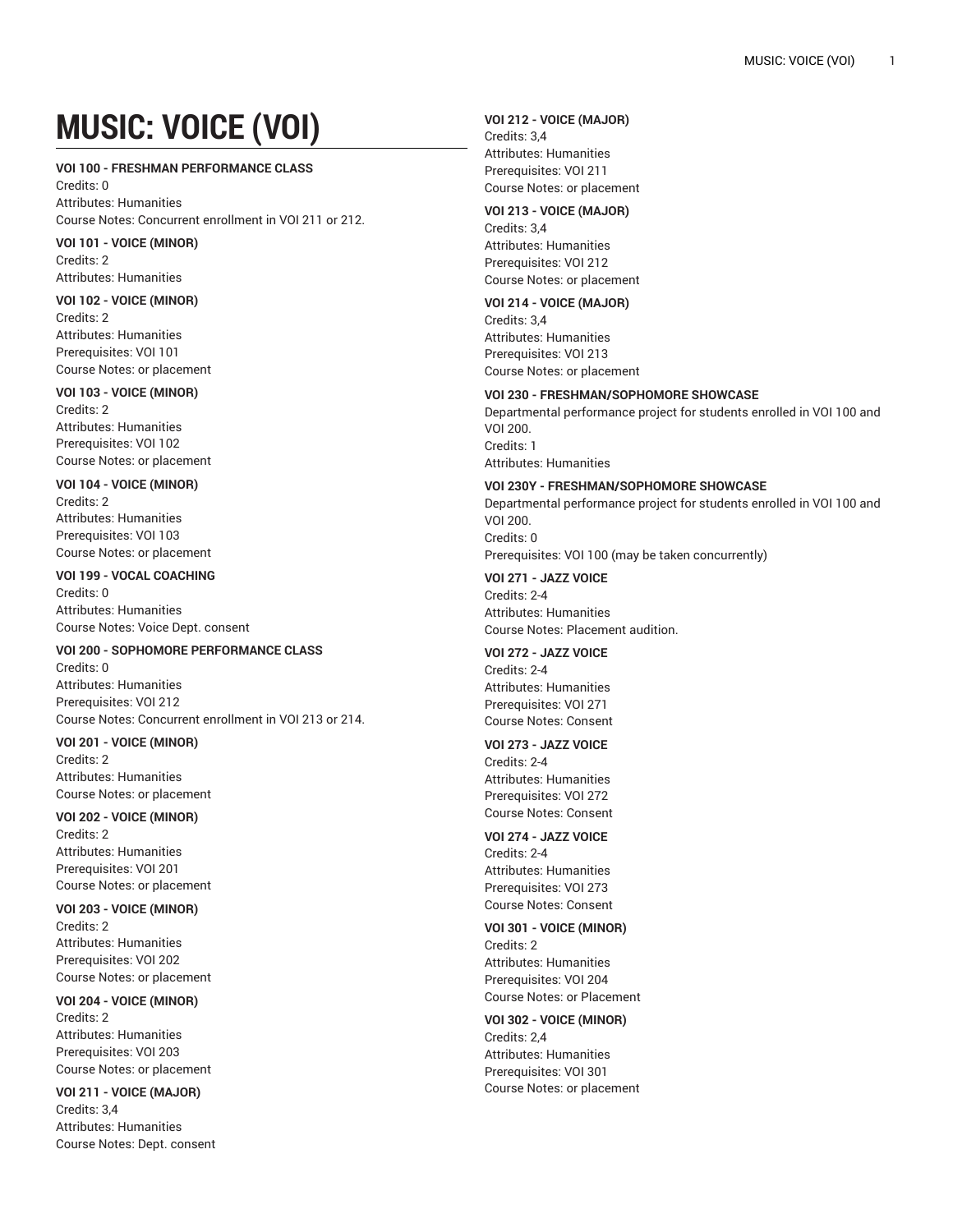# MUSIC: VOICE (VOI)

**VOI 100 - FRESHMAN PERFORMANCE CLASS**
Credits: 0
Attributes: Humanities
Course Notes: Concurrent enrollment in VOI 211 or 212.

**VOI 101 - VOICE (MINOR)**
Credits: 2
Attributes: Humanities

**VOI 102 - VOICE (MINOR)**
Credits: 2
Attributes: Humanities
Prerequisites: VOI 101
Course Notes: or placement

**VOI 103 - VOICE (MINOR)**
Credits: 2
Attributes: Humanities
Prerequisites: VOI 102
Course Notes: or placement

**VOI 104 - VOICE (MINOR)**
Credits: 2
Attributes: Humanities
Prerequisites: VOI 103
Course Notes: or placement

**VOI 199 - VOCAL COACHING**
Credits: 0
Attributes: Humanities
Course Notes: Voice Dept. consent

**VOI 200 - SOPHOMORE PERFORMANCE CLASS**
Credits: 0
Attributes: Humanities
Prerequisites: VOI 212
Course Notes: Concurrent enrollment in VOI 213 or 214.

**VOI 201 - VOICE (MINOR)**
Credits: 2
Attributes: Humanities
Course Notes: or placement

**VOI 202 - VOICE (MINOR)**
Credits: 2
Attributes: Humanities
Prerequisites: VOI 201
Course Notes: or placement

**VOI 203 - VOICE (MINOR)**
Credits: 2
Attributes: Humanities
Prerequisites: VOI 202
Course Notes: or placement

**VOI 204 - VOICE (MINOR)**
Credits: 2
Attributes: Humanities
Prerequisites: VOI 203
Course Notes: or placement

**VOI 211 - VOICE (MAJOR)**
Credits: 3,4
Attributes: Humanities
Course Notes: Dept. consent

**VOI 212 - VOICE (MAJOR)**
Credits: 3,4
Attributes: Humanities
Prerequisites: VOI 211
Course Notes: or placement

**VOI 213 - VOICE (MAJOR)**
Credits: 3,4
Attributes: Humanities
Prerequisites: VOI 212
Course Notes: or placement

**VOI 214 - VOICE (MAJOR)**
Credits: 3,4
Attributes: Humanities
Prerequisites: VOI 213
Course Notes: or placement

**VOI 230 - FRESHMAN/SOPHOMORE SHOWCASE**
Departmental performance project for students enrolled in VOI 100 and VOI 200.
Credits: 1
Attributes: Humanities

**VOI 230Y - FRESHMAN/SOPHOMORE SHOWCASE**
Departmental performance project for students enrolled in VOI 100 and VOI 200.
Credits: 0
Prerequisites: VOI 100 (may be taken concurrently)

**VOI 271 - JAZZ VOICE**
Credits: 2-4
Attributes: Humanities
Course Notes: Placement audition.

**VOI 272 - JAZZ VOICE**
Credits: 2-4
Attributes: Humanities
Prerequisites: VOI 271
Course Notes: Consent

**VOI 273 - JAZZ VOICE**
Credits: 2-4
Attributes: Humanities
Prerequisites: VOI 272
Course Notes: Consent

**VOI 274 - JAZZ VOICE**
Credits: 2-4
Attributes: Humanities
Prerequisites: VOI 273
Course Notes: Consent

**VOI 301 - VOICE (MINOR)**
Credits: 2
Attributes: Humanities
Prerequisites: VOI 204
Course Notes: or Placement

**VOI 302 - VOICE (MINOR)**
Credits: 2,4
Attributes: Humanities
Prerequisites: VOI 301
Course Notes: or placement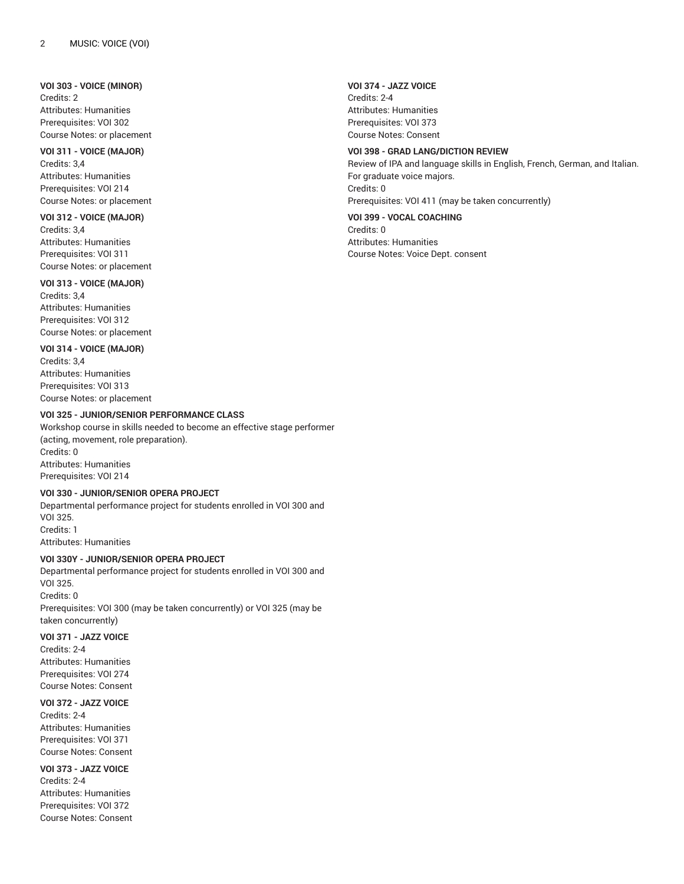**VOI 303 - VOICE (MINOR)**
Credits: 2
Attributes: Humanities
Prerequisites: VOI 302
Course Notes: or placement

**VOI 311 - VOICE (MAJOR)**
Credits: 3,4
Attributes: Humanities
Prerequisites: VOI 214
Course Notes: or placement

**VOI 312 - VOICE (MAJOR)**
Credits: 3,4
Attributes: Humanities
Prerequisites: VOI 311
Course Notes: or placement

**VOI 313 - VOICE (MAJOR)**
Credits: 3,4
Attributes: Humanities
Prerequisites: VOI 312
Course Notes: or placement

**VOI 314 - VOICE (MAJOR)**
Credits: 3,4
Attributes: Humanities
Prerequisites: VOI 313
Course Notes: or placement

**VOI 325 - JUNIOR/SENIOR PERFORMANCE CLASS**
Workshop course in skills needed to become an effective stage performer (acting, movement, role preparation).
Credits: 0
Attributes: Humanities
Prerequisites: VOI 214

**VOI 330 - JUNIOR/SENIOR OPERA PROJECT**
Departmental performance project for students enrolled in VOI 300 and VOI 325.
Credits: 1
Attributes: Humanities

**VOI 330Y - JUNIOR/SENIOR OPERA PROJECT**
Departmental performance project for students enrolled in VOI 300 and VOI 325.
Credits: 0
Prerequisites: VOI 300 (may be taken concurrently) or VOI 325 (may be taken concurrently)

**VOI 371 - JAZZ VOICE**
Credits: 2-4
Attributes: Humanities
Prerequisites: VOI 274
Course Notes: Consent

**VOI 372 - JAZZ VOICE**
Credits: 2-4
Attributes: Humanities
Prerequisites: VOI 371
Course Notes: Consent

**VOI 373 - JAZZ VOICE**
Credits: 2-4
Attributes: Humanities
Prerequisites: VOI 372
Course Notes: Consent

**VOI 374 - JAZZ VOICE**
Credits: 2-4
Attributes: Humanities
Prerequisites: VOI 373
Course Notes: Consent

**VOI 398 - GRAD LANG/DICTION REVIEW**
Review of IPA and language skills in English, French, German, and Italian. For graduate voice majors.
Credits: 0
Prerequisites: VOI 411 (may be taken concurrently)

**VOI 399 - VOCAL COACHING**
Credits: 0
Attributes: Humanities
Course Notes: Voice Dept. consent